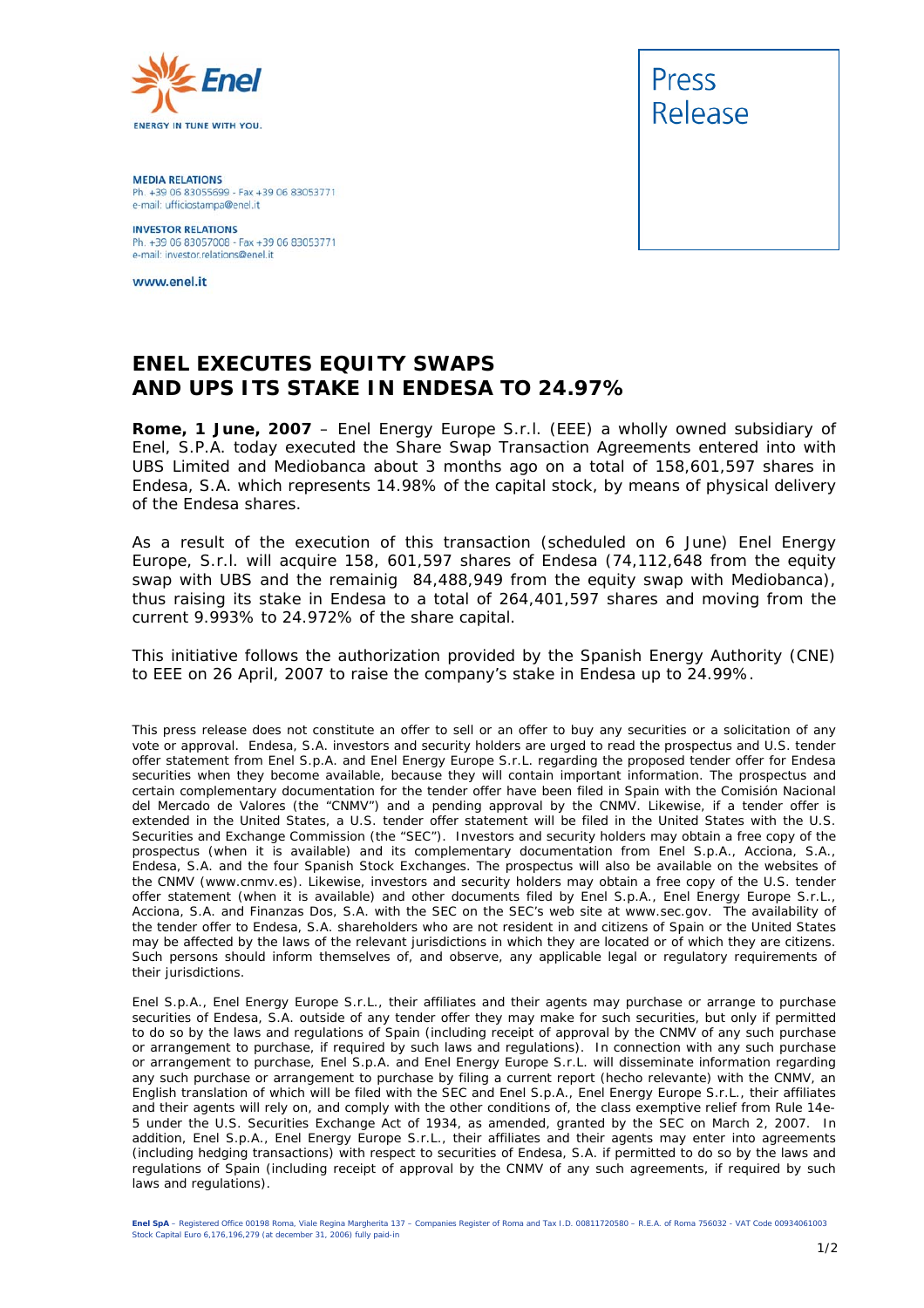Enel

ENERGY IN TUNE WITH YOU.

**MEDIA RELATIONS**
Ph. +39 06 83055699 - Fax +39 06 83053771
e-mail: ufficiostampa@enel.it

**INVESTOR RELATIONS**
Ph. +39 06 83057008 - Fax +39 06 83053771
e-mail: investor.relations@enel.it

www.enel.it

Press Release

# ENEL EXECUTES EQUITY SWAPS AND UPS ITS STAKE IN ENDESA TO 24.97%

**Rome, 1 June, 2007** – Enel Energy Europe S.r.l. (EEE) a wholly owned subsidiary of Enel, S.P.A. today executed the Share Swap Transaction Agreements entered into with UBS Limited and Mediobanca about 3 months ago on a total of 158,601,597 shares in Endesa, S.A. which represents 14.98% of the capital stock, by means of physical delivery of the Endesa shares.

As a result of the execution of this transaction (scheduled on 6 June) Enel Energy Europe, S.r.l. will acquire 158, 601,597 shares of Endesa (74,112,648 from the equity swap with UBS and the remainig 84,488,949 from the equity swap with Mediobanca), thus raising its stake in Endesa to a total of 264,401,597 shares and moving from the current 9.993% to 24.972% of the share capital.

This initiative follows the authorization provided by the Spanish Energy Authority (CNE) to EEE on 26 April, 2007 to raise the company's stake in Endesa up to 24.99%.

This press release does not constitute an offer to sell or an offer to buy any securities or a solicitation of any vote or approval. Endesa, S.A. investors and security holders are urged to read the prospectus and U.S. tender offer statement from Enel S.p.A. and Enel Energy Europe S.r.L. regarding the proposed tender offer for Endesa securities when they become available, because they will contain important information. The prospectus and certain complementary documentation for the tender offer have been filed in Spain with the Comisión Nacional del Mercado de Valores (the "CNMV") and a pending approval by the CNMV. Likewise, if a tender offer is extended in the United States, a U.S. tender offer statement will be filed in the United States with the U.S. Securities and Exchange Commission (the "SEC"). Investors and security holders may obtain a free copy of the prospectus (when it is available) and its complementary documentation from Enel S.p.A., Acciona, S.A., Endesa, S.A. and the four Spanish Stock Exchanges. The prospectus will also be available on the websites of the CNMV (www.cnmv.es). Likewise, investors and security holders may obtain a free copy of the U.S. tender offer statement (when it is available) and other documents filed by Enel S.p.A., Enel Energy Europe S.r.L., Acciona, S.A. and Finanzas Dos, S.A. with the SEC on the SEC's web site at www.sec.gov. The availability of the tender offer to Endesa, S.A. shareholders who are not resident in and citizens of Spain or the United States may be affected by the laws of the relevant jurisdictions in which they are located or of which they are citizens. Such persons should inform themselves of, and observe, any applicable legal or regulatory requirements of their jurisdictions.

Enel S.p.A., Enel Energy Europe S.r.L., their affiliates and their agents may purchase or arrange to purchase securities of Endesa, S.A. outside of any tender offer they may make for such securities, but only if permitted to do so by the laws and regulations of Spain (including receipt of approval by the CNMV of any such purchase or arrangement to purchase, if required by such laws and regulations). In connection with any such purchase or arrangement to purchase, Enel S.p.A. and Enel Energy Europe S.r.L. will disseminate information regarding any such purchase or arrangement to purchase by filing a current report (hecho relevante) with the CNMV, an English translation of which will be filed with the SEC and Enel S.p.A., Enel Energy Europe S.r.L., their affiliates and their agents will rely on, and comply with the other conditions of, the class exemptive relief from Rule 14e-5 under the U.S. Securities Exchange Act of 1934, as amended, granted by the SEC on March 2, 2007. In addition, Enel S.p.A., Enel Energy Europe S.r.L., their affiliates and their agents may enter into agreements (including hedging transactions) with respect to securities of Endesa, S.A. if permitted to do so by the laws and regulations of Spain (including receipt of approval by the CNMV of any such agreements, if required by such laws and regulations).

**Enel SpA** – Registered Office 00198 Roma, Viale Regina Margherita 137 – Companies Register of Roma and Tax I.D. 00811720580 – R.E.A. of Roma 756032 - VAT Code 00934061003
Stock Capital Euro 6,176,196,279 (at december 31, 2006) fully paid-in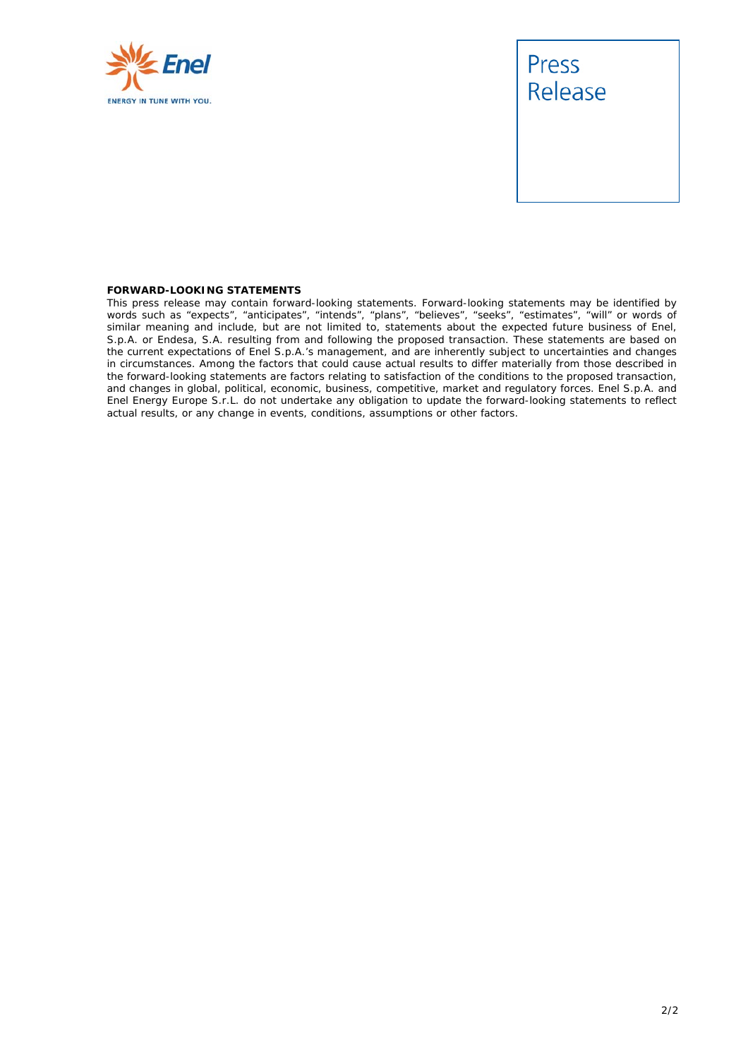**FORWARD-LOOKING STATEMENTS**

This press release may contain forward-looking statements. Forward-looking statements may be identified by words such as "expects", "anticipates", "intends", "plans", "believes", "seeks", "estimates", "will" or words of similar meaning and include, but are not limited to, statements about the expected future business of Enel, S.p.A. or Endesa, S.A. resulting from and following the proposed transaction. These statements are based on the current expectations of Enel S.p.A.'s management, and are inherently subject to uncertainties and changes in circumstances. Among the factors that could cause actual results to differ materially from those described in the forward-looking statements are factors relating to satisfaction of the conditions to the proposed transaction, and changes in global, political, economic, business, competitive, market and regulatory forces. Enel S.p.A. and Enel Energy Europe S.r.L. do not undertake any obligation to update the forward-looking statements to reflect actual results, or any change in events, conditions, assumptions or other factors.